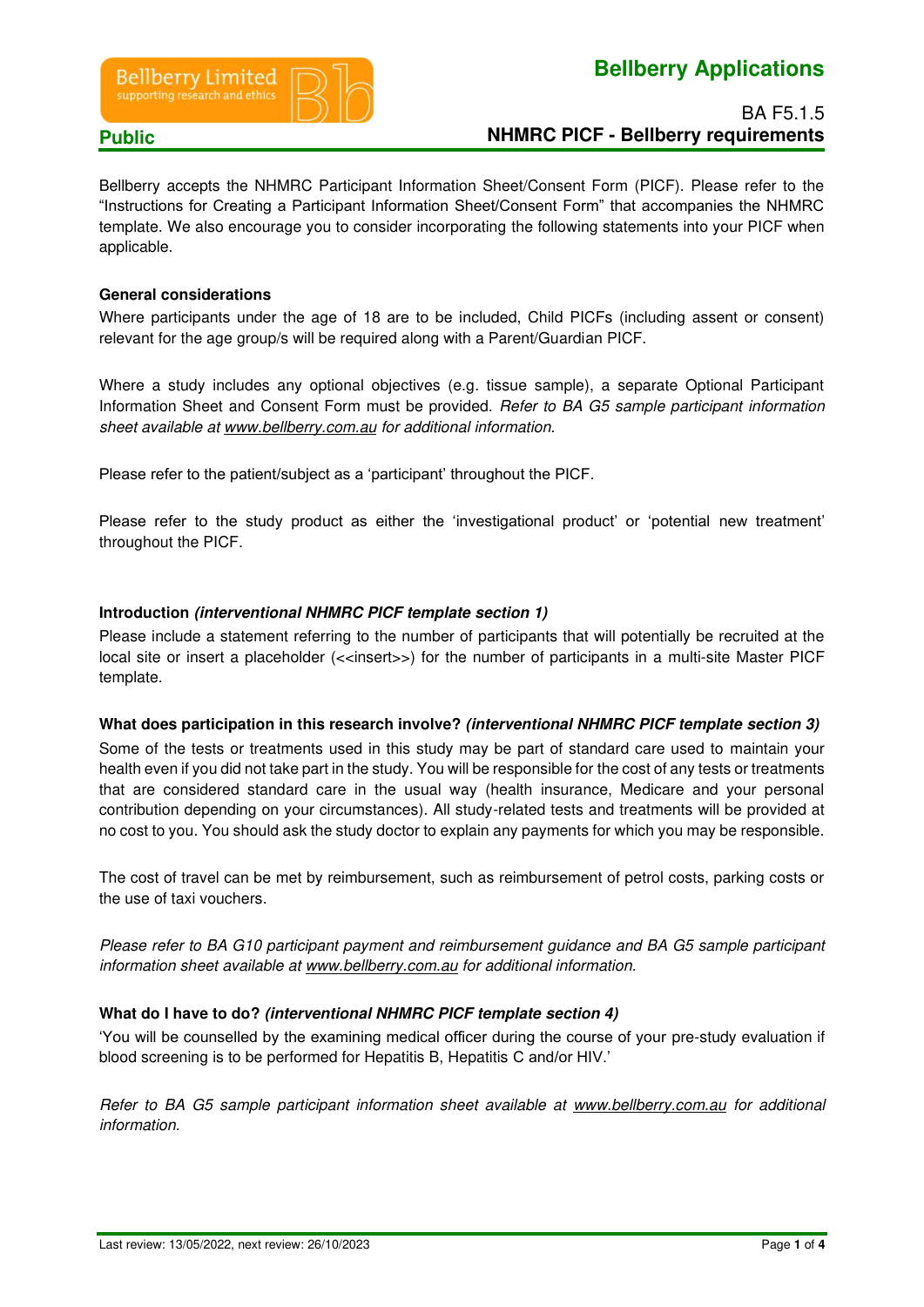Bellberry Limited
supporting research and ethics

# Bellberry Applications

**Public**

BA F5.1.5
**NHMRC PICF - Bellberry requirements**

Bellberry accepts the NHMRC Participant Information Sheet/Consent Form (PICF). Please refer to the "Instructions for Creating a Participant Information Sheet/Consent Form" that accompanies the NHMRC template. We also encourage you to consider incorporating the following statements into your PICF when applicable.

**General considerations**

Where participants under the age of 18 are to be included, Child PICFs (including assent or consent) relevant for the age group/s will be required along with a Parent/Guardian PICF.

Where a study includes any optional objectives (e.g. tissue sample), a separate Optional Participant Information Sheet and Consent Form must be provided. *Refer to BA G5 sample participant information sheet available at www.bellberry.com.au for additional information.*

Please refer to the patient/subject as a 'participant' throughout the PICF.

Please refer to the study product as either the 'investigational product' or 'potential new treatment' throughout the PICF.

**Introduction *(interventional NHMRC PICF template section 1)***

Please include a statement referring to the number of participants that will potentially be recruited at the local site or insert a placeholder (<<insert>>) for the number of participants in a multi-site Master PICF template.

**What does participation in this research involve? *(interventional NHMRC PICF template section 3)***

Some of the tests or treatments used in this study may be part of standard care used to maintain your health even if you did not take part in the study. You will be responsible for the cost of any tests or treatments that are considered standard care in the usual way (health insurance, Medicare and your personal contribution depending on your circumstances). All study-related tests and treatments will be provided at no cost to you. You should ask the study doctor to explain any payments for which you may be responsible.

The cost of travel can be met by reimbursement, such as reimbursement of petrol costs, parking costs or the use of taxi vouchers.

*Please refer to BA G10 participant payment and reimbursement guidance and BA G5 sample participant information sheet available at www.bellberry.com.au for additional information.*

**What do I have to do? *(interventional NHMRC PICF template section 4)***

'You will be counselled by the examining medical officer during the course of your pre-study evaluation if blood screening is to be performed for Hepatitis B, Hepatitis C and/or HIV.'

*Refer to BA G5 sample participant information sheet available at www.bellberry.com.au for additional information.*

Last review: 13/05/2022, next review: 26/10/2023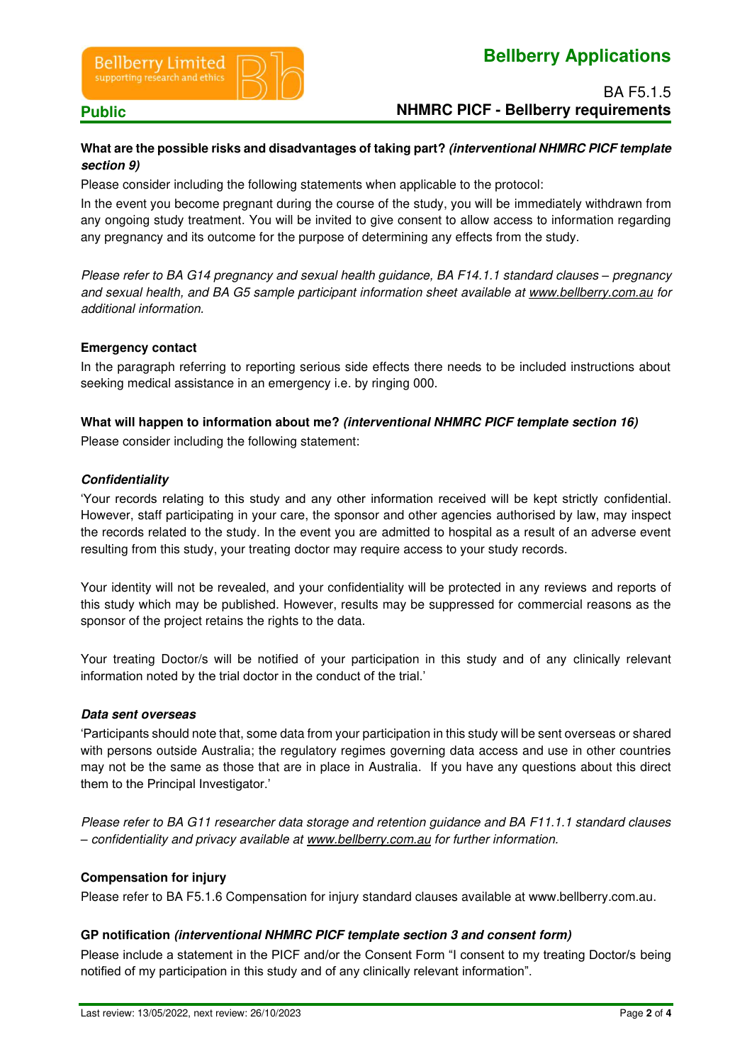**What are the possible risks and disadvantages of taking part?** ***(interventional NHMRC PICF template section 9)***

Please consider including the following statements when applicable to the protocol:

In the event you become pregnant during the course of the study, you will be immediately withdrawn from any ongoing study treatment. You will be invited to give consent to allow access to information regarding any pregnancy and its outcome for the purpose of determining any effects from the study.

*Please refer to BA G14 pregnancy and sexual health guidance, BA F14.1.1 standard clauses – pregnancy and sexual health, and BA G5 sample participant information sheet available at www.bellberry.com.au for additional information.*

**Emergency contact**

In the paragraph referring to reporting serious side effects there needs to be included instructions about seeking medical assistance in an emergency i.e. by ringing 000.

**What will happen to information about me?** ***(interventional NHMRC PICF template section 16)***

Please consider including the following statement:

***Confidentiality***

'Your records relating to this study and any other information received will be kept strictly confidential. However, staff participating in your care, the sponsor and other agencies authorised by law, may inspect the records related to the study. In the event you are admitted to hospital as a result of an adverse event resulting from this study, your treating doctor may require access to your study records.

Your identity will not be revealed, and your confidentiality will be protected in any reviews and reports of this study which may be published. However, results may be suppressed for commercial reasons as the sponsor of the project retains the rights to the data.

Your treating Doctor/s will be notified of your participation in this study and of any clinically relevant information noted by the trial doctor in the conduct of the trial.'

***Data sent overseas***

'Participants should note that, some data from your participation in this study will be sent overseas or shared with persons outside Australia; the regulatory regimes governing data access and use in other countries may not be the same as those that are in place in Australia. If you have any questions about this direct them to the Principal Investigator.'

*Please refer to BA G11 researcher data storage and retention guidance and BA F11.1.1 standard clauses – confidentiality and privacy available at www.bellberry.com.au for further information.*

**Compensation for injury**

Please refer to BA F5.1.6 Compensation for injury standard clauses available at www.bellberry.com.au.

**GP notification** ***(interventional NHMRC PICF template section 3 and consent form)***

Please include a statement in the PICF and/or the Consent Form "I consent to my treating Doctor/s being notified of my participation in this study and of any clinically relevant information".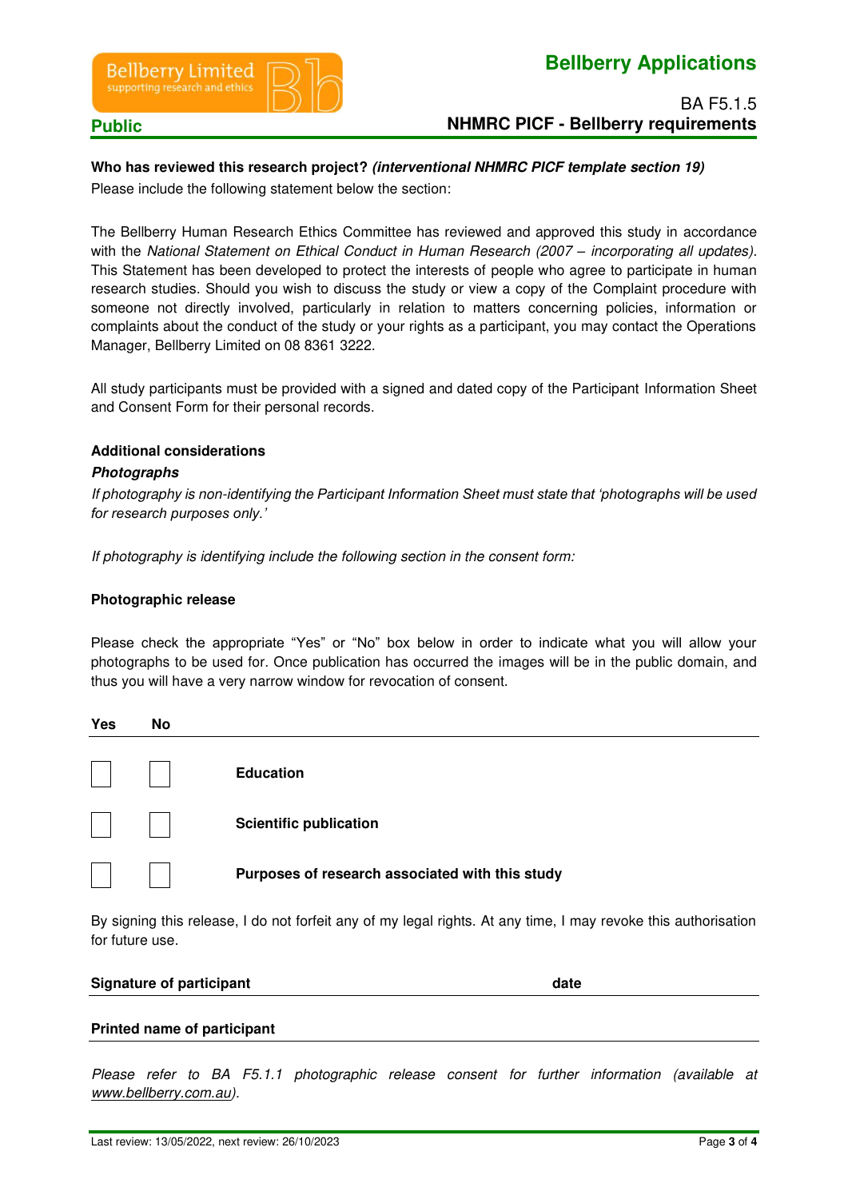**Who has reviewed this research project? *(interventional NHMRC PICF template section 19)***

Please include the following statement below the section:

The Bellberry Human Research Ethics Committee has reviewed and approved this study in accordance with the *National Statement on Ethical Conduct in Human Research (2007 – incorporating all updates)*. This Statement has been developed to protect the interests of people who agree to participate in human research studies. Should you wish to discuss the study or view a copy of the Complaint procedure with someone not directly involved, particularly in relation to matters concerning policies, information or complaints about the conduct of the study or your rights as a participant, you may contact the Operations Manager, Bellberry Limited on 08 8361 3222.

All study participants must be provided with a signed and dated copy of the Participant Information Sheet and Consent Form for their personal records.

**Additional considerations**

***Photographs***

*If photography is non-identifying the Participant Information Sheet must state that 'photographs will be used for research purposes only.'*

*If photography is identifying include the following section in the consent form:*

**Photographic release**

Please check the appropriate "Yes" or "No" box below in order to indicate what you will allow your photographs to be used for. Once publication has occurred the images will be in the public domain, and thus you will have a very narrow window for revocation of consent.

| Yes | No | |
|---|---|---|
| ☐ | ☐ | **Education** |
| ☐ | ☐ | **Scientific publication** |
| ☐ | ☐ | **Purposes of research associated with this study** |

By signing this release, I do not forfeit any of my legal rights. At any time, I may revoke this authorisation for future use.

**Signature of participant** **date**

---

**Printed name of participant**

---

*Please refer to BA F5.1.1 photographic release consent for further information (available at www.bellberry.com.au).*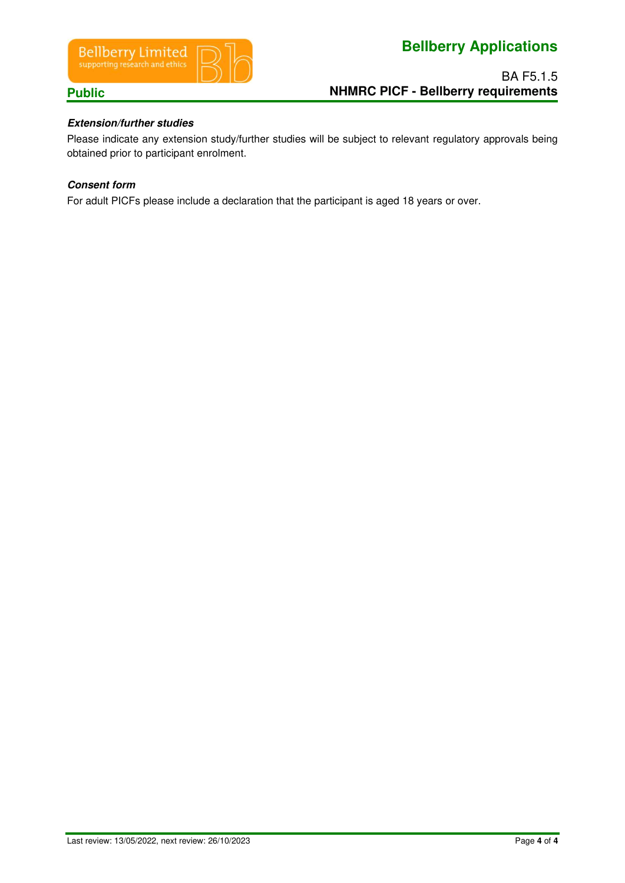***Extension/further studies***

Please indicate any extension study/further studies will be subject to relevant regulatory approvals being obtained prior to participant enrolment.

***Consent form***

For adult PICFs please include a declaration that the participant is aged 18 years or over.